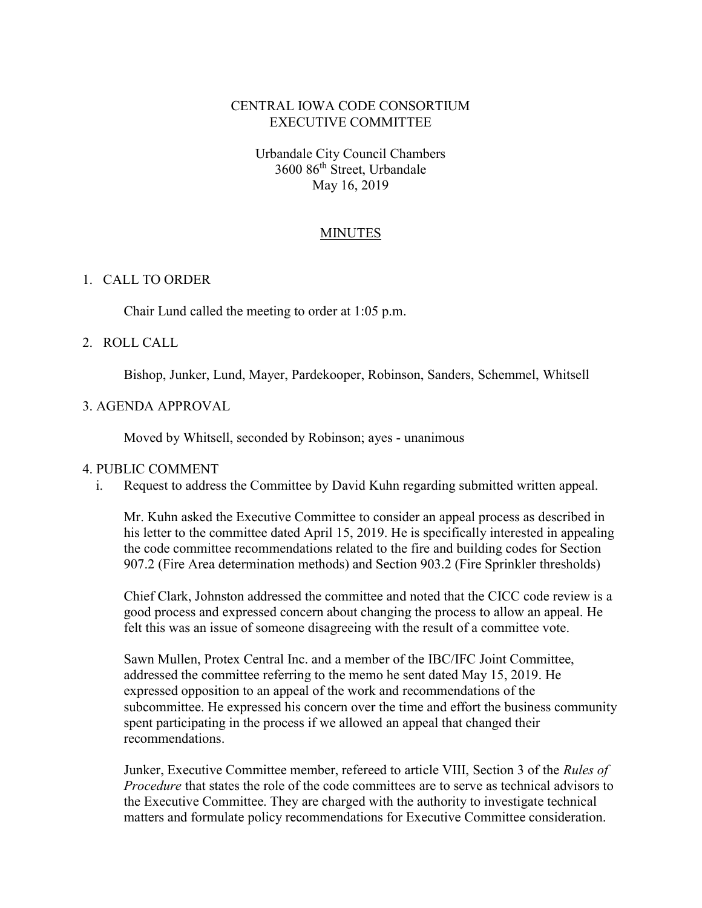CENTRAL IOWA CODE CONSORTIUM
EXECUTIVE COMMITTEE

Urbandale City Council Chambers
3600 86th Street, Urbandale
May 16, 2019

MINUTES

1. CALL TO ORDER

   Chair Lund called the meeting to order at 1:05 p.m.

2. ROLL CALL

   Bishop, Junker, Lund, Mayer, Pardekooper, Robinson, Sanders, Schemmel, Whitsell

3. AGENDA APPROVAL

   Moved by Whitsell, seconded by Robinson; ayes - unanimous

4. PUBLIC COMMENT

   i. Request to address the Committee by David Kuhn regarding submitted written appeal.

   Mr. Kuhn asked the Executive Committee to consider an appeal process as described in his letter to the committee dated April 15, 2019. He is specifically interested in appealing the code committee recommendations related to the fire and building codes for Section 907.2 (Fire Area determination methods) and Section 903.2 (Fire Sprinkler thresholds)

   Chief Clark, Johnston addressed the committee and noted that the CICC code review is a good process and expressed concern about changing the process to allow an appeal. He felt this was an issue of someone disagreeing with the result of a committee vote.

   Sawn Mullen, Protex Central Inc. and a member of the IBC/IFC Joint Committee, addressed the committee referring to the memo he sent dated May 15, 2019. He expressed opposition to an appeal of the work and recommendations of the subcommittee. He expressed his concern over the time and effort the business community spent participating in the process if we allowed an appeal that changed their recommendations.

   Junker, Executive Committee member, refereed to article VIII, Section 3 of the *Rules of Procedure* that states the role of the code committees are to serve as technical advisors to the Executive Committee. They are charged with the authority to investigate technical matters and formulate policy recommendations for Executive Committee consideration.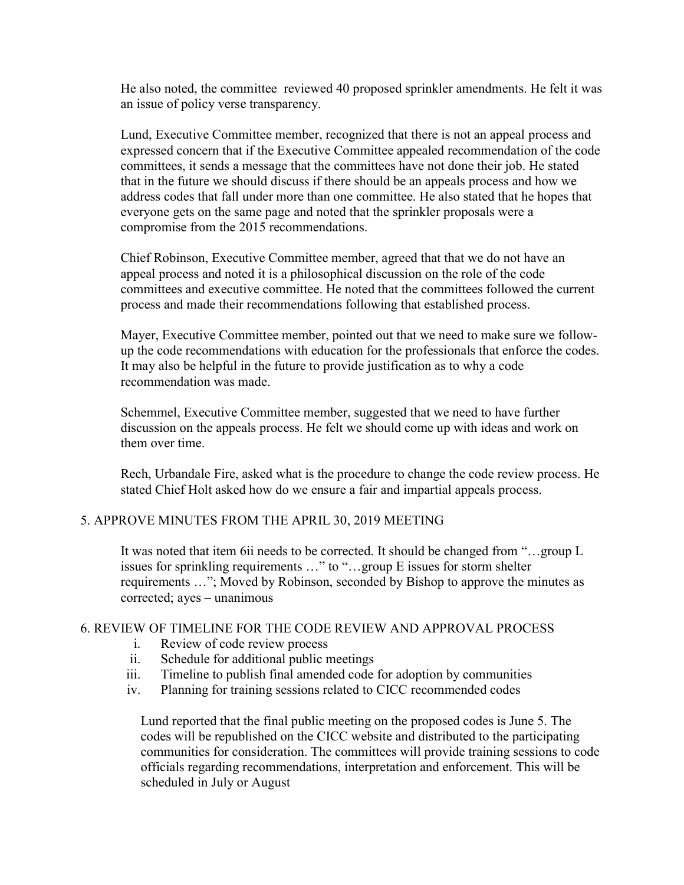He also noted, the committee reviewed 40 proposed sprinkler amendments. He felt it was an issue of policy verse transparency.

Lund, Executive Committee member, recognized that there is not an appeal process and expressed concern that if the Executive Committee appealed recommendation of the code committees, it sends a message that the committees have not done their job. He stated that in the future we should discuss if there should be an appeals process and how we address codes that fall under more than one committee. He also stated that he hopes that everyone gets on the same page and noted that the sprinkler proposals were a compromise from the 2015 recommendations.

Chief Robinson, Executive Committee member, agreed that that we do not have an appeal process and noted it is a philosophical discussion on the role of the code committees and executive committee. He noted that the committees followed the current process and made their recommendations following that established process.

Mayer, Executive Committee member, pointed out that we need to make sure we follow-up the code recommendations with education for the professionals that enforce the codes. It may also be helpful in the future to provide justification as to why a code recommendation was made.

Schemmel, Executive Committee member, suggested that we need to have further discussion on the appeals process. He felt we should come up with ideas and work on them over time.

Rech, Urbandale Fire, asked what is the procedure to change the code review process. He stated Chief Holt asked how do we ensure a fair and impartial appeals process.

5. APPROVE MINUTES FROM THE APRIL 30, 2019 MEETING

It was noted that item 6ii needs to be corrected. It should be changed from "…group L issues for sprinkling requirements …" to "…group E issues for storm shelter requirements …"; Moved by Robinson, seconded by Bishop to approve the minutes as corrected; ayes – unanimous

6. REVIEW OF TIMELINE FOR THE CODE REVIEW AND APPROVAL PROCESS

i. Review of code review process
ii. Schedule for additional public meetings
iii. Timeline to publish final amended code for adoption by communities
iv. Planning for training sessions related to CICC recommended codes

Lund reported that the final public meeting on the proposed codes is June 5. The codes will be republished on the CICC website and distributed to the participating communities for consideration. The committees will provide training sessions to code officials regarding recommendations, interpretation and enforcement. This will be scheduled in July or August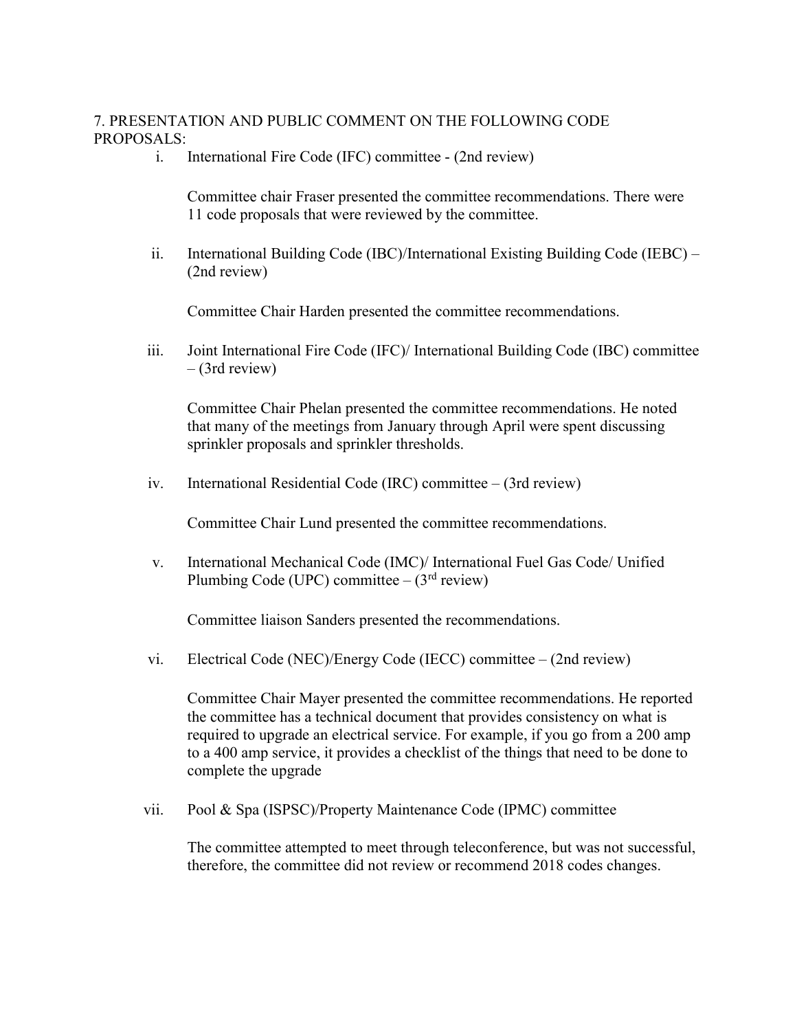7. PRESENTATION AND PUBLIC COMMENT ON THE FOLLOWING CODE PROPOSALS:

i. International Fire Code (IFC) committee - (2nd review)

Committee chair Fraser presented the committee recommendations. There were 11 code proposals that were reviewed by the committee.

ii. International Building Code (IBC)/International Existing Building Code (IEBC) – (2nd review)

Committee Chair Harden presented the committee recommendations.

iii. Joint International Fire Code (IFC)/ International Building Code (IBC) committee – (3rd review)

Committee Chair Phelan presented the committee recommendations. He noted that many of the meetings from January through April were spent discussing sprinkler proposals and sprinkler thresholds.

iv. International Residential Code (IRC) committee – (3rd review)

Committee Chair Lund presented the committee recommendations.

v. International Mechanical Code (IMC)/ International Fuel Gas Code/ Unified Plumbing Code (UPC) committee – (3rd review)

Committee liaison Sanders presented the recommendations.

vi. Electrical Code (NEC)/Energy Code (IECC) committee – (2nd review)

Committee Chair Mayer presented the committee recommendations. He reported the committee has a technical document that provides consistency on what is required to upgrade an electrical service. For example, if you go from a 200 amp to a 400 amp service, it provides a checklist of the things that need to be done to complete the upgrade

vii. Pool & Spa (ISPSC)/Property Maintenance Code (IPMC) committee

The committee attempted to meet through teleconference, but was not successful, therefore, the committee did not review or recommend 2018 codes changes.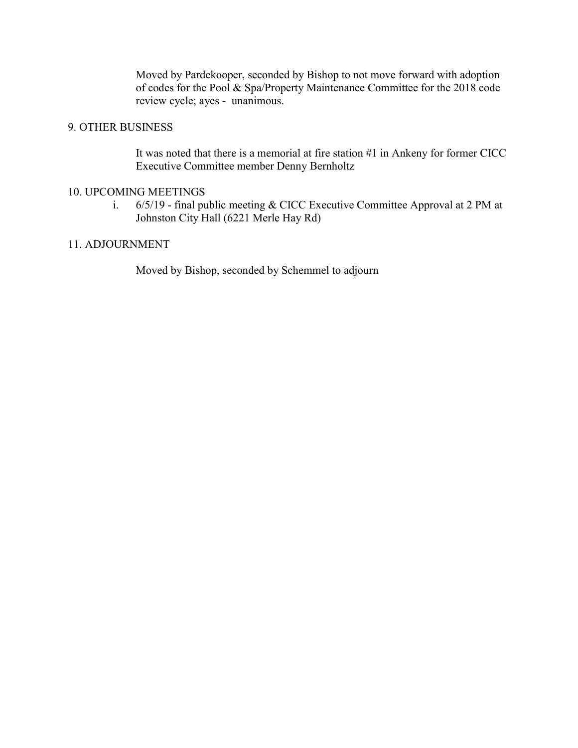Moved by Pardekooper, seconded by Bishop to not move forward with adoption of codes for the Pool & Spa/Property Maintenance Committee for the 2018 code review cycle; ayes - unanimous.

9. OTHER BUSINESS

It was noted that there is a memorial at fire station #1 in Ankeny for former CICC Executive Committee member Denny Bernholtz

10. UPCOMING MEETINGS

i. 6/5/19 - final public meeting & CICC Executive Committee Approval at 2 PM at Johnston City Hall (6221 Merle Hay Rd)

11. ADJOURNMENT

Moved by Bishop, seconded by Schemmel to adjourn